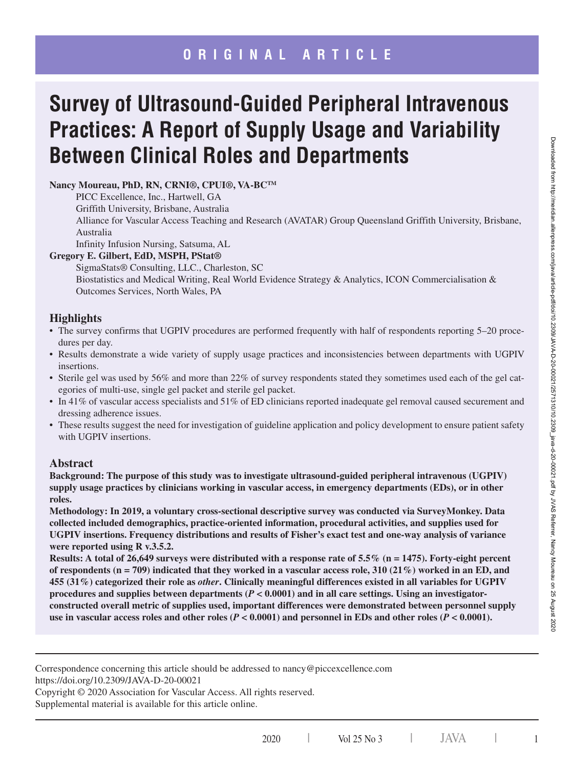ORIGINAL ARTICLE

# Survey of Ultrasound-Guided Peripheral Intravenous Practices: A Report of Supply Usage and Variability Between Clinical Roles and Departments

**Nancy Moureau, PhD, RN, CRNI®, CPUI®, VA-BC™**

PICC Excellence, Inc., Hartwell, GA

Griffith University, Brisbane, Australia

Alliance for Vascular Access Teaching and Research (AVATAR) Group Queensland Griffith University, Brisbane, Australia

Infinity Infusion Nursing, Satsuma, AL

**Gregory E. Gilbert, EdD, MSPH, PStat®**

SigmaStats® Consulting, LLC., Charleston, SC

Biostatistics and Medical Writing, Real World Evidence Strategy & Analytics, ICON Commercialisation & Outcomes Services, North Wales, PA

## Highlights

- The survey confirms that UGPIV procedures are performed frequently with half of respondents reporting 5–20 procedures per day.
- Results demonstrate a wide variety of supply usage practices and inconsistencies between departments with UGPIV insertions.
- Sterile gel was used by 56% and more than 22% of survey respondents stated they sometimes used each of the gel categories of multi-use, single gel packet and sterile gel packet.
- In 41% of vascular access specialists and 51% of ED clinicians reported inadequate gel removal caused securement and dressing adherence issues.
- These results suggest the need for investigation of guideline application and policy development to ensure patient safety with UGPIV insertions.

## Abstract

**Background: The purpose of this study was to investigate ultrasound-guided peripheral intravenous (UGPIV) supply usage practices by clinicians working in vascular access, in emergency departments (EDs), or in other roles.**

**Methodology: In 2019, a voluntary cross-sectional descriptive survey was conducted via SurveyMonkey. Data collected included demographics, practice-oriented information, procedural activities, and supplies used for UGPIV insertions. Frequency distributions and results of Fisher's exact test and one-way analysis of variance were reported using R v.3.5.2.**

**Results: A total of 26,649 surveys were distributed with a response rate of 5.5% (n = 1475). Forty-eight percent of respondents (n = 709) indicated that they worked in a vascular access role, 310 (21%) worked in an ED, and 455 (31%) categorized their role as *other*. Clinically meaningful differences existed in all variables for UGPIV procedures and supplies between departments ($P < 0.0001$) and in all care settings. Using an investigator-constructed overall metric of supplies used, important differences were demonstrated between personnel supply use in vascular access roles and other roles ($P < 0.0001$) and personnel in EDs and other roles ($P < 0.0001$).**

---

Correspondence concerning this article should be addressed to nancy@piccexcellence.com

https://doi.org/10.2309/JAVA-D-20-00021

Copyright © 2020 Association for Vascular Access. All rights reserved.

Supplemental material is available for this article online.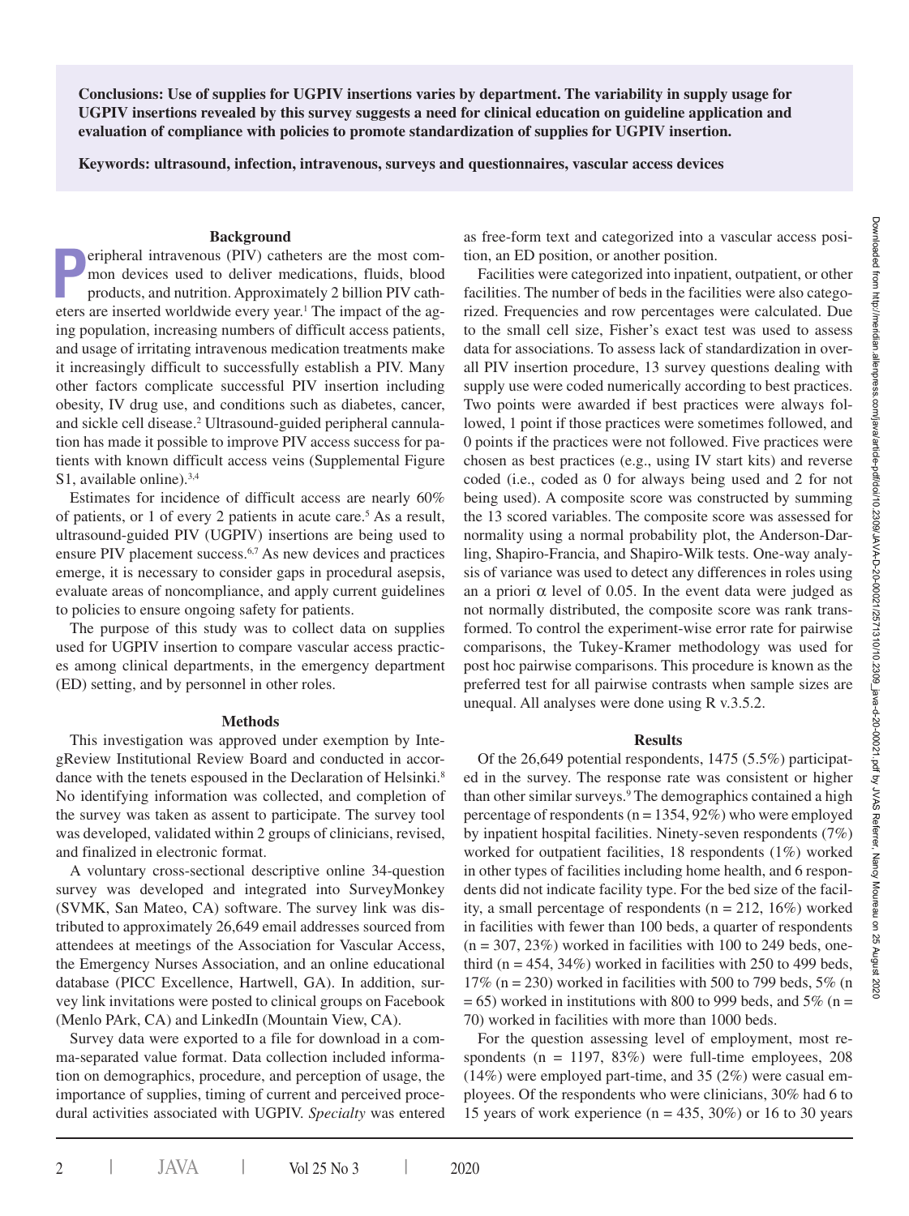**Conclusions: Use of supplies for UGPIV insertions varies by department. The variability in supply usage for UGPIV insertions revealed by this survey suggests a need for clinical education on guideline application and evaluation of compliance with policies to promote standardization of supplies for UGPIV insertion.**

**Keywords: ultrasound, infection, intravenous, surveys and questionnaires, vascular access devices**

## Background

Peripheral intravenous (PIV) catheters are the most common devices used to deliver medications, fluids, blood products, and nutrition. Approximately 2 billion PIV catheters are inserted worldwide every year.[1] The impact of the aging population, increasing numbers of difficult access patients, and usage of irritating intravenous medication treatments make it increasingly difficult to successfully establish a PIV. Many other factors complicate successful PIV insertion including obesity, IV drug use, and conditions such as diabetes, cancer, and sickle cell disease.[2] Ultrasound-guided peripheral cannulation has made it possible to improve PIV access success for patients with known difficult access veins (Supplemental Figure S1, available online).[3,4]

Estimates for incidence of difficult access are nearly 60% of patients, or 1 of every 2 patients in acute care.[5] As a result, ultrasound-guided PIV (UGPIV) insertions are being used to ensure PIV placement success.[6,7] As new devices and practices emerge, it is necessary to consider gaps in procedural asepsis, evaluate areas of noncompliance, and apply current guidelines to policies to ensure ongoing safety for patients.

The purpose of this study was to collect data on supplies used for UGPIV insertion to compare vascular access practices among clinical departments, in the emergency department (ED) setting, and by personnel in other roles.

## Methods

This investigation was approved under exemption by IntegReview Institutional Review Board and conducted in accordance with the tenets espoused in the Declaration of Helsinki.[8] No identifying information was collected, and completion of the survey was taken as assent to participate. The survey tool was developed, validated within 2 groups of clinicians, revised, and finalized in electronic format.

A voluntary cross-sectional descriptive online 34-question survey was developed and integrated into SurveyMonkey (SVMK, San Mateo, CA) software. The survey link was distributed to approximately 26,649 email addresses sourced from attendees at meetings of the Association for Vascular Access, the Emergency Nurses Association, and an online educational database (PICC Excellence, Hartwell, GA). In addition, survey link invitations were posted to clinical groups on Facebook (Menlo PArk, CA) and LinkedIn (Mountain View, CA).

Survey data were exported to a file for download in a comma-separated value format. Data collection included information on demographics, procedure, and perception of usage, the importance of supplies, timing of current and perceived procedural activities associated with UGPIV. *Specialty* was entered as free-form text and categorized into a vascular access position, an ED position, or another position.

Facilities were categorized into inpatient, outpatient, or other facilities. The number of beds in the facilities were also categorized. Frequencies and row percentages were calculated. Due to the small cell size, Fisher's exact test was used to assess data for associations. To assess lack of standardization in overall PIV insertion procedure, 13 survey questions dealing with supply use were coded numerically according to best practices. Two points were awarded if best practices were always followed, 1 point if those practices were sometimes followed, and 0 points if the practices were not followed. Five practices were chosen as best practices (e.g., using IV start kits) and reverse coded (i.e., coded as 0 for always being used and 2 for not being used). A composite score was constructed by summing the 13 scored variables. The composite score was assessed for normality using a normal probability plot, the Anderson-Darling, Shapiro-Francia, and Shapiro-Wilk tests. One-way analysis of variance was used to detect any differences in roles using an a priori $\alpha$ level of 0.05. In the event data were judged as not normally distributed, the composite score was rank transformed. To control the experiment-wise error rate for pairwise comparisons, the Tukey-Kramer methodology was used for post hoc pairwise comparisons. This procedure is known as the preferred test for all pairwise contrasts when sample sizes are unequal. All analyses were done using R v.3.5.2.

## Results

Of the 26,649 potential respondents, 1475 (5.5%) participated in the survey. The response rate was consistent or higher than other similar surveys.[9] The demographics contained a high percentage of respondents (n = 1354, 92%) who were employed by inpatient hospital facilities. Ninety-seven respondents (7%) worked for outpatient facilities, 18 respondents (1%) worked in other types of facilities including home health, and 6 respondents did not indicate facility type. For the bed size of the facility, a small percentage of respondents (n = 212, 16%) worked in facilities with fewer than 100 beds, a quarter of respondents (n = 307, 23%) worked in facilities with 100 to 249 beds, one-third (n = 454, 34%) worked in facilities with 250 to 499 beds, 17% (n = 230) worked in facilities with 500 to 799 beds, 5% (n = 65) worked in institutions with 800 to 999 beds, and 5% (n = 70) worked in facilities with more than 1000 beds.

For the question assessing level of employment, most respondents (n = 1197, 83%) were full-time employees, 208 (14%) were employed part-time, and 35 (2%) were casual employees. Of the respondents who were clinicians, 30% had 6 to 15 years of work experience (n = 435, 30%) or 16 to 30 years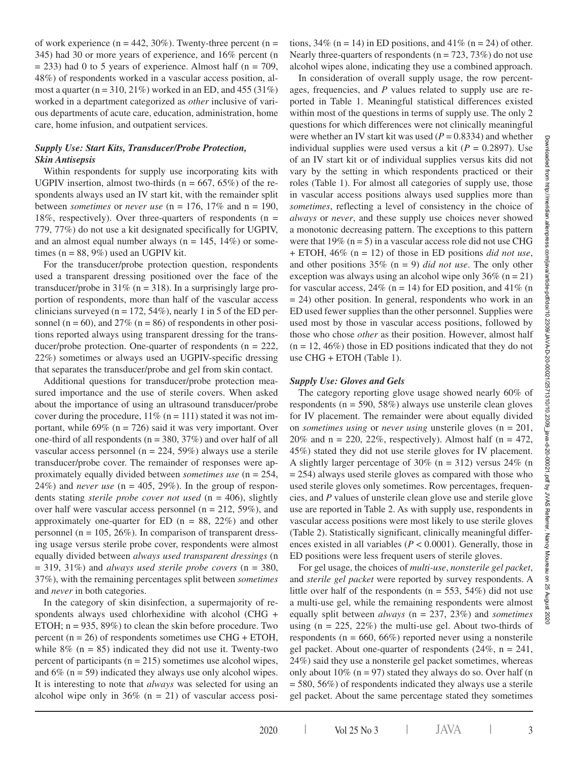of work experience (n = 442, 30%). Twenty-three percent (n = 345) had 30 or more years of experience, and 16% percent (n = 233) had 0 to 5 years of experience. Almost half (n = 709, 48%) of respondents worked in a vascular access position, almost a quarter (n = 310, 21%) worked in an ED, and 455 (31%) worked in a department categorized as *other* inclusive of various departments of acute care, education, administration, home care, home infusion, and outpatient services.

### *Supply Use: Start Kits, Transducer/Probe Protection, Skin Antisepsis*

Within respondents for supply use incorporating kits with UGPIV insertion, almost two-thirds (n = 667, 65%) of the respondents always used an IV start kit, with the remainder split between *sometimes* or *never use* (n = 176, 17% and n = 190, 18%, respectively). Over three-quarters of respondents (n = 779, 77%) do not use a kit designated specifically for UGPIV, and an almost equal number always (n = 145, 14%) or sometimes (n = 88, 9%) used an UGPIV kit.

For the transducer/probe protection question, respondents used a transparent dressing positioned over the face of the transducer/probe in 31% (n = 318). In a surprisingly large proportion of respondents, more than half of the vascular access clinicians surveyed (n = 172, 54%), nearly 1 in 5 of the ED personnel (n = 60), and 27% (n = 86) of respondents in other positions reported always using transparent dressing for the transducer/probe protection. One-quarter of respondents (n = 222, 22%) sometimes or always used an UGPIV-specific dressing that separates the transducer/probe and gel from skin contact.

Additional questions for transducer/probe protection measured importance and the use of sterile covers. When asked about the importance of using an ultrasound transducer/probe cover during the procedure, 11% (n = 111) stated it was not important, while 69% (n = 726) said it was very important. Over one-third of all respondents (n = 380, 37%) and over half of all vascular access personnel (n = 224, 59%) always use a sterile transducer/probe cover. The remainder of responses were approximately equally divided between *sometimes use* (n = 254, 24%) and *never use* (n = 405, 29%). In the group of respondents stating *sterile probe cover not used* (n = 406), slightly over half were vascular access personnel (n = 212, 59%), and approximately one-quarter for ED (n = 88, 22%) and other personnel (n = 105, 26%). In comparison of transparent dressing usage versus sterile probe cover, respondents were almost equally divided between *always used transparent dressings* (n = 319, 31%) and *always used sterile probe covers* (n = 380, 37%), with the remaining percentages split between *sometimes* and *never* in both categories.

In the category of skin disinfection, a supermajority of respondents always used chlorhexidine with alcohol (CHG + ETOH; n = 935, 89%) to clean the skin before procedure. Two percent (n = 26) of respondents sometimes use CHG + ETOH, while 8% (n = 85) indicated they did not use it. Twenty-two percent of participants (n = 215) sometimes use alcohol wipes, and 6% (n = 59) indicated they always use only alcohol wipes. It is interesting to note that *always* was selected for using an alcohol wipe only in 36% (n = 21) of vascular access positions, 34% (n = 14) in ED positions, and 41% (n = 24) of other. Nearly three-quarters of respondents (n = 723, 73%) do not use alcohol wipes alone, indicating they use a combined approach.

In consideration of overall supply usage, the row percentages, frequencies, and *P* values related to supply use are reported in Table 1. Meaningful statistical differences existed within most of the questions in terms of supply use. The only 2 questions for which differences were not clinically meaningful were whether an IV start kit was used ($P = 0.8334$) and whether individual supplies were used versus a kit ($P = 0.2897$). Use of an IV start kit or of individual supplies versus kits did not vary by the setting in which respondents practiced or their roles (Table 1). For almost all categories of supply use, those in vascular access positions always used supplies more than *sometimes*, reflecting a level of consistency in the choice of *always* or *never*, and these supply use choices never showed a monotonic decreasing pattern. The exceptions to this pattern were that 19% (n = 5) in a vascular access role did not use CHG + ETOH, 46% (n = 12) of those in ED positions *did not use*, and other positions 35% (n = 9) *did not use*. The only other exception was always using an alcohol wipe only 36% (n = 21) for vascular access, 24% (n = 14) for ED position, and 41% (n = 24) other position. In general, respondents who work in an ED used fewer supplies than the other personnel. Supplies were used most by those in vascular access positions, followed by those who chose *other* as their position. However, almost half (n = 12, 46%) those in ED positions indicated that they do not use CHG + ETOH (Table 1).

### *Supply Use: Gloves and Gels*

The category reporting glove usage showed nearly 60% of respondents (n = 590, 58%) always use unsterile clean gloves for IV placement. The remainder were about equally divided on *sometimes using* or *never using* unsterile gloves (n = 201, 20% and n = 220, 22%, respectively). Almost half (n = 472, 45%) stated they did not use sterile gloves for IV placement. A slightly larger percentage of 30% (n = 312) versus 24% (n = 254) always used sterile gloves as compared with those who used sterile gloves only sometimes. Row percentages, frequencies, and *P* values of unsterile clean glove use and sterile glove use are reported in Table 2. As with supply use, respondents in vascular access positions were most likely to use sterile gloves (Table 2). Statistically significant, clinically meaningful differences existed in all variables ($P < 0.0001$). Generally, those in ED positions were less frequent users of sterile gloves.

For gel usage, the choices of *multi-use*, *nonsterile gel packet*, and *sterile gel packet* were reported by survey respondents. A little over half of the respondents (n = 553, 54%) did not use a multi-use gel, while the remaining respondents were almost equally split between *always* (n = 237, 23%) and *sometimes* using (n = 225, 22%) the multi-use gel. About two-thirds of respondents (n = 660, 66%) reported never using a nonsterile gel packet. About one-quarter of respondents (24%, n = 241, 24%) said they use a nonsterile gel packet sometimes, whereas only about 10% (n = 97) stated they always do so. Over half (n = 580, 56%) of respondents indicated they always use a sterile gel packet. About the same percentage stated they sometimes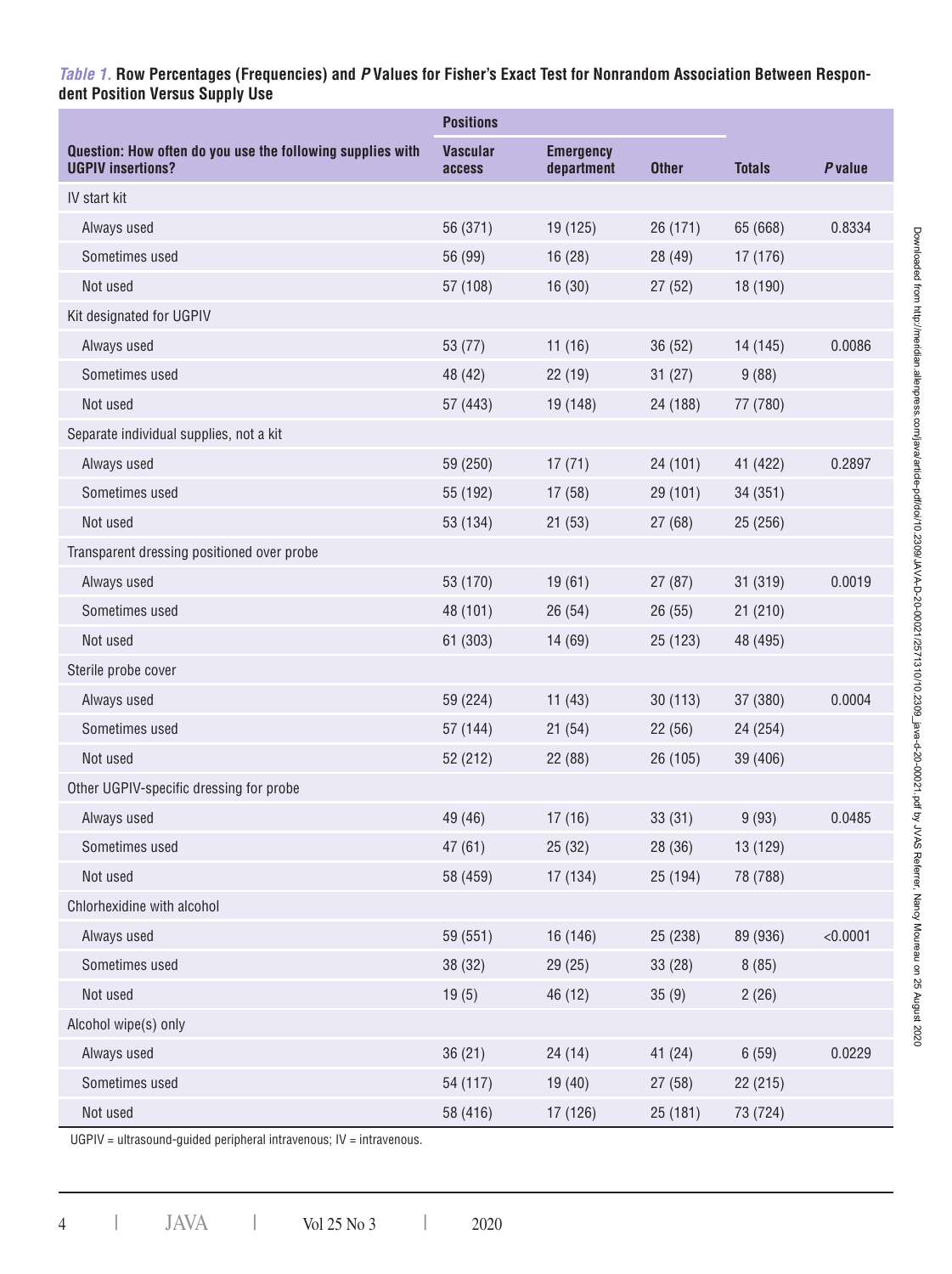***Table 1.*** **Row Percentages (Frequencies) and *P* Values for Fisher's Exact Test for Nonrandom Association Between Respondent Position Versus Supply Use**

| Question: How often do you use the following supplies with UGPIV insertions? | Positions | | | | |
|---|---|---|---|---|---|
| | Vascular access | Emergency department | Other | Totals | *P* value |
| IV start kit | | | | | |
| Always used | 56 (371) | 19 (125) | 26 (171) | 65 (668) | 0.8334 |
| Sometimes used | 56 (99) | 16 (28) | 28 (49) | 17 (176) | |
| Not used | 57 (108) | 16 (30) | 27 (52) | 18 (190) | |
| Kit designated for UGPIV | | | | | |
| Always used | 53 (77) | 11 (16) | 36 (52) | 14 (145) | 0.0086 |
| Sometimes used | 48 (42) | 22 (19) | 31 (27) | 9 (88) | |
| Not used | 57 (443) | 19 (148) | 24 (188) | 77 (780) | |
| Separate individual supplies, not a kit | | | | | |
| Always used | 59 (250) | 17 (71) | 24 (101) | 41 (422) | 0.2897 |
| Sometimes used | 55 (192) | 17 (58) | 29 (101) | 34 (351) | |
| Not used | 53 (134) | 21 (53) | 27 (68) | 25 (256) | |
| Transparent dressing positioned over probe | | | | | |
| Always used | 53 (170) | 19 (61) | 27 (87) | 31 (319) | 0.0019 |
| Sometimes used | 48 (101) | 26 (54) | 26 (55) | 21 (210) | |
| Not used | 61 (303) | 14 (69) | 25 (123) | 48 (495) | |
| Sterile probe cover | | | | | |
| Always used | 59 (224) | 11 (43) | 30 (113) | 37 (380) | 0.0004 |
| Sometimes used | 57 (144) | 21 (54) | 22 (56) | 24 (254) | |
| Not used | 52 (212) | 22 (88) | 26 (105) | 39 (406) | |
| Other UGPIV-specific dressing for probe | | | | | |
| Always used | 49 (46) | 17 (16) | 33 (31) | 9 (93) | 0.0485 |
| Sometimes used | 47 (61) | 25 (32) | 28 (36) | 13 (129) | |
| Not used | 58 (459) | 17 (134) | 25 (194) | 78 (788) | |
| Chlorhexidine with alcohol | | | | | |
| Always used | 59 (551) | 16 (146) | 25 (238) | 89 (936) | <0.0001 |
| Sometimes used | 38 (32) | 29 (25) | 33 (28) | 8 (85) | |
| Not used | 19 (5) | 46 (12) | 35 (9) | 2 (26) | |
| Alcohol wipe(s) only | | | | | |
| Always used | 36 (21) | 24 (14) | 41 (24) | 6 (59) | 0.0229 |
| Sometimes used | 54 (117) | 19 (40) | 27 (58) | 22 (215) | |
| Not used | 58 (416) | 17 (126) | 25 (181) | 73 (724) | |

UGPIV = ultrasound-guided peripheral intravenous; IV = intravenous.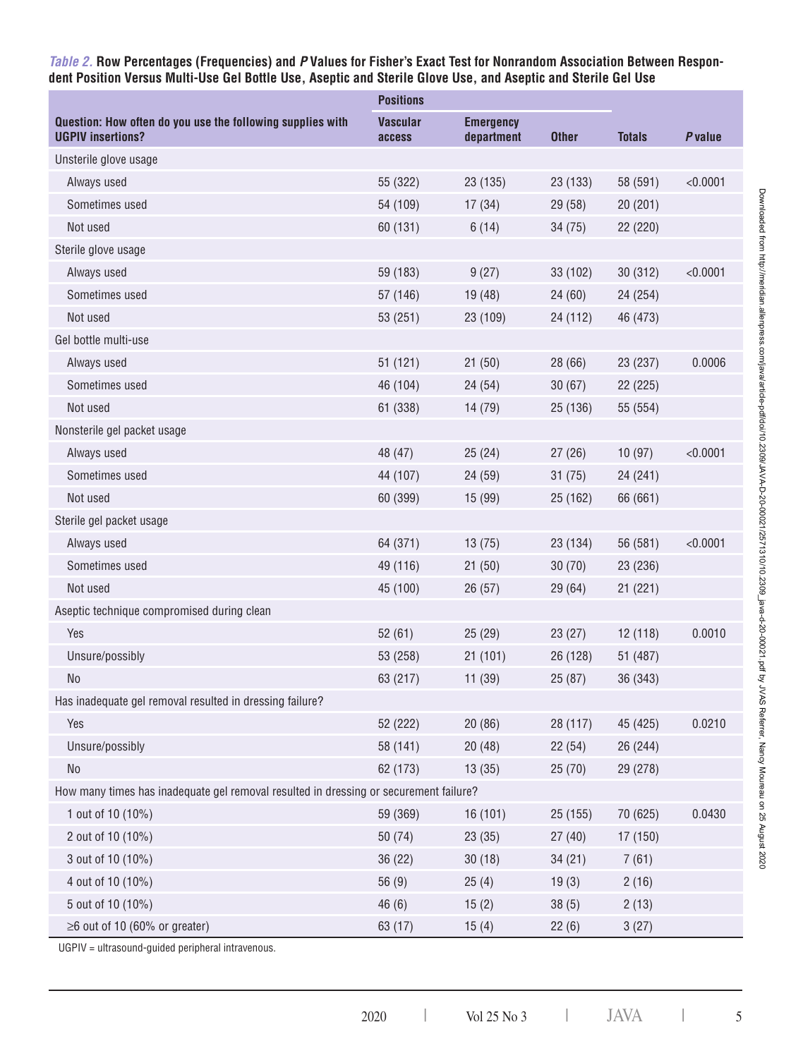*Table 2.* **Row Percentages (Frequencies) and *P* Values for Fisher's Exact Test for Nonrandom Association Between Respondent Position Versus Multi-Use Gel Bottle Use, Aseptic and Sterile Glove Use, and Aseptic and Sterile Gel Use**

| Question: How often do you use the following supplies with UGPIV insertions? | Positions | | | | |
|---|---|---|---|---|---|
| | Vascular access | Emergency department | Other | Totals | *P* value |
| Unsterile glove usage | | | | | |
| Always used | 55 (322) | 23 (135) | 23 (133) | 58 (591) | <0.0001 |
| Sometimes used | 54 (109) | 17 (34) | 29 (58) | 20 (201) | |
| Not used | 60 (131) | 6 (14) | 34 (75) | 22 (220) | |
| Sterile glove usage | | | | | |
| Always used | 59 (183) | 9 (27) | 33 (102) | 30 (312) | <0.0001 |
| Sometimes used | 57 (146) | 19 (48) | 24 (60) | 24 (254) | |
| Not used | 53 (251) | 23 (109) | 24 (112) | 46 (473) | |
| Gel bottle multi-use | | | | | |
| Always used | 51 (121) | 21 (50) | 28 (66) | 23 (237) | 0.0006 |
| Sometimes used | 46 (104) | 24 (54) | 30 (67) | 22 (225) | |
| Not used | 61 (338) | 14 (79) | 25 (136) | 55 (554) | |
| Nonsterile gel packet usage | | | | | |
| Always used | 48 (47) | 25 (24) | 27 (26) | 10 (97) | <0.0001 |
| Sometimes used | 44 (107) | 24 (59) | 31 (75) | 24 (241) | |
| Not used | 60 (399) | 15 (99) | 25 (162) | 66 (661) | |
| Sterile gel packet usage | | | | | |
| Always used | 64 (371) | 13 (75) | 23 (134) | 56 (581) | <0.0001 |
| Sometimes used | 49 (116) | 21 (50) | 30 (70) | 23 (236) | |
| Not used | 45 (100) | 26 (57) | 29 (64) | 21 (221) | |
| Aseptic technique compromised during clean | | | | | |
| Yes | 52 (61) | 25 (29) | 23 (27) | 12 (118) | 0.0010 |
| Unsure/possibly | 53 (258) | 21 (101) | 26 (128) | 51 (487) | |
| No | 63 (217) | 11 (39) | 25 (87) | 36 (343) | |
| Has inadequate gel removal resulted in dressing failure? | | | | | |
| Yes | 52 (222) | 20 (86) | 28 (117) | 45 (425) | 0.0210 |
| Unsure/possibly | 58 (141) | 20 (48) | 22 (54) | 26 (244) | |
| No | 62 (173) | 13 (35) | 25 (70) | 29 (278) | |
| How many times has inadequate gel removal resulted in dressing or securement failure? | | | | | |
| 1 out of 10 (10%) | 59 (369) | 16 (101) | 25 (155) | 70 (625) | 0.0430 |
| 2 out of 10 (10%) | 50 (74) | 23 (35) | 27 (40) | 17 (150) | |
| 3 out of 10 (10%) | 36 (22) | 30 (18) | 34 (21) | 7 (61) | |
| 4 out of 10 (10%) | 56 (9) | 25 (4) | 19 (3) | 2 (16) | |
| 5 out of 10 (10%) | 46 (6) | 15 (2) | 38 (5) | 2 (13) | |
| ≥6 out of 10 (60% or greater) | 63 (17) | 15 (4) | 22 (6) | 3 (27) | |

UGPIV = ultrasound-guided peripheral intravenous.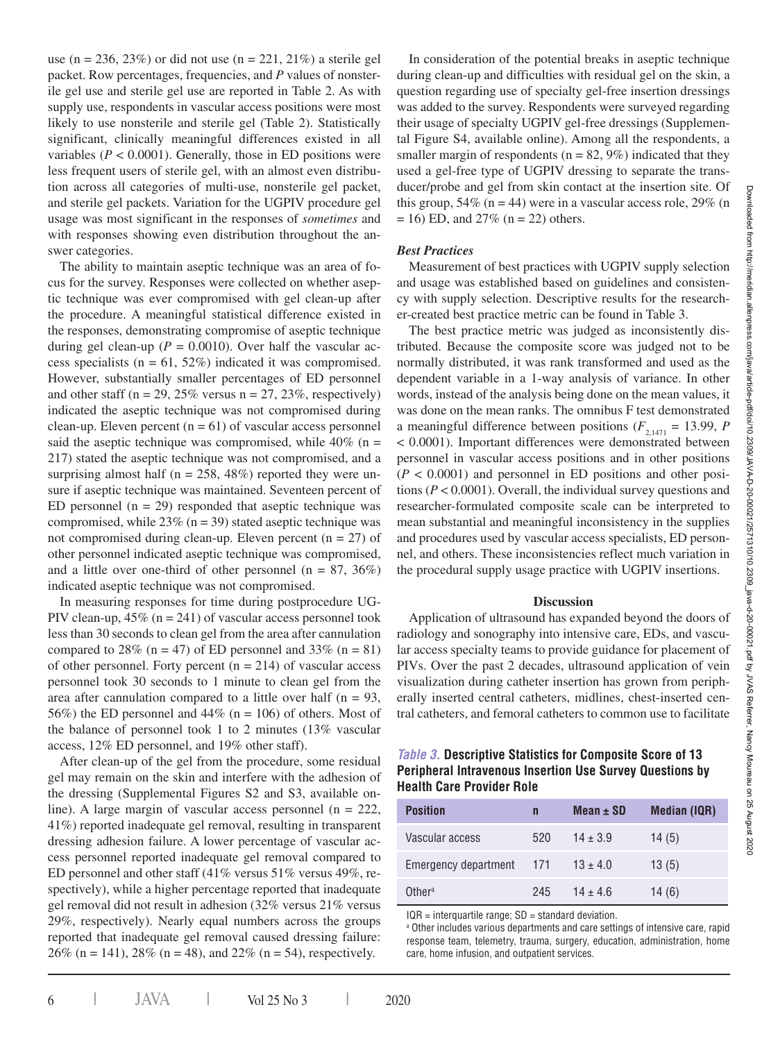use (n = 236, 23%) or did not use (n = 221, 21%) a sterile gel packet. Row percentages, frequencies, and *P* values of nonsterile gel use and sterile gel use are reported in Table 2. As with supply use, respondents in vascular access positions were most likely to use nonsterile and sterile gel (Table 2). Statistically significant, clinically meaningful differences existed in all variables ($P < 0.0001$). Generally, those in ED positions were less frequent users of sterile gel, with an almost even distribution across all categories of multi-use, nonsterile gel packet, and sterile gel packets. Variation for the UGPIV procedure gel usage was most significant in the responses of *sometimes* and with responses showing even distribution throughout the answer categories.

The ability to maintain aseptic technique was an area of focus for the survey. Responses were collected on whether aseptic technique was ever compromised with gel clean-up after the procedure. A meaningful statistical difference existed in the responses, demonstrating compromise of aseptic technique during gel clean-up ($P = 0.0010$). Over half the vascular access specialists (n = 61, 52%) indicated it was compromised. However, substantially smaller percentages of ED personnel and other staff (n = 29, 25% versus n = 27, 23%, respectively) indicated the aseptic technique was not compromised during clean-up. Eleven percent (n = 61) of vascular access personnel said the aseptic technique was compromised, while 40% (n = 217) stated the aseptic technique was not compromised, and a surprising almost half (n = 258, 48%) reported they were unsure if aseptic technique was maintained. Seventeen percent of ED personnel (n = 29) responded that aseptic technique was compromised, while 23% (n = 39) stated aseptic technique was not compromised during clean-up. Eleven percent (n = 27) of other personnel indicated aseptic technique was compromised, and a little over one-third of other personnel (n = 87, 36%) indicated aseptic technique was not compromised.

In measuring responses for time during postprocedure UGPIV clean-up, 45% (n = 241) of vascular access personnel took less than 30 seconds to clean gel from the area after cannulation compared to 28% (n = 47) of ED personnel and 33% (n = 81) of other personnel. Forty percent (n = 214) of vascular access personnel took 30 seconds to 1 minute to clean gel from the area after cannulation compared to a little over half (n = 93, 56%) the ED personnel and 44% (n = 106) of others. Most of the balance of personnel took 1 to 2 minutes (13% vascular access, 12% ED personnel, and 19% other staff).

After clean-up of the gel from the procedure, some residual gel may remain on the skin and interfere with the adhesion of the dressing (Supplemental Figures S2 and S3, available online). A large margin of vascular access personnel (n = 222, 41%) reported inadequate gel removal, resulting in transparent dressing adhesion failure. A lower percentage of vascular access personnel reported inadequate gel removal compared to ED personnel and other staff (41% versus 51% versus 49%, respectively), while a higher percentage reported that inadequate gel removal did not result in adhesion (32% versus 21% versus 29%, respectively). Nearly equal numbers across the groups reported that inadequate gel removal caused dressing failure: 26% (n = 141), 28% (n = 48), and 22% (n = 54), respectively.

In consideration of the potential breaks in aseptic technique during clean-up and difficulties with residual gel on the skin, a question regarding use of specialty gel-free insertion dressings was added to the survey. Respondents were surveyed regarding their usage of specialty UGPIV gel-free dressings (Supplemental Figure S4, available online). Among all the respondents, a smaller margin of respondents (n = 82, 9%) indicated that they used a gel-free type of UGPIV dressing to separate the transducer/probe and gel from skin contact at the insertion site. Of this group, 54% (n = 44) were in a vascular access role, 29% (n = 16) ED, and 27% (n = 22) others.

### *Best Practices*

Measurement of best practices with UGPIV supply selection and usage was established based on guidelines and consistency with supply selection. Descriptive results for the researcher-created best practice metric can be found in Table 3.

The best practice metric was judged as inconsistently distributed. Because the composite score was judged not to be normally distributed, it was rank transformed and used as the dependent variable in a 1-way analysis of variance. In other words, instead of the analysis being done on the mean values, it was done on the mean ranks. The omnibus F test demonstrated a meaningful difference between positions ($F_{2,1471} = 13.99$, $P < 0.0001$). Important differences were demonstrated between personnel in vascular access positions and in other positions ($P < 0.0001$) and personnel in ED positions and other positions ($P < 0.0001$). Overall, the individual survey questions and researcher-formulated composite scale can be interpreted to mean substantial and meaningful inconsistency in the supplies and procedures used by vascular access specialists, ED personnel, and others. These inconsistencies reflect much variation in the procedural supply usage practice with UGPIV insertions.

## Discussion

Application of ultrasound has expanded beyond the doors of radiology and sonography into intensive care, EDs, and vascular access specialty teams to provide guidance for placement of PIVs. Over the past 2 decades, ultrasound application of vein visualization during catheter insertion has grown from peripherally inserted central catheters, midlines, chest-inserted central catheters, and femoral catheters to common use to facilitate

***Table 3.*** **Descriptive Statistics for Composite Score of 13 Peripheral Intravenous Insertion Use Survey Questions by Health Care Provider Role**

| Position | n | Mean ± SD | Median (IQR) |
|---|---|---|---|
| Vascular access | 520 | 14 ± 3.9 | 14 (5) |
| Emergency department | 171 | 13 ± 4.0 | 13 (5) |
| Other[a] | 245 | 14 ± 4.6 | 14 (6) |

IQR = interquartile range; SD = standard deviation.

[a] Other includes various departments and care settings of intensive care, rapid response team, telemetry, trauma, surgery, education, administration, home care, home infusion, and outpatient services.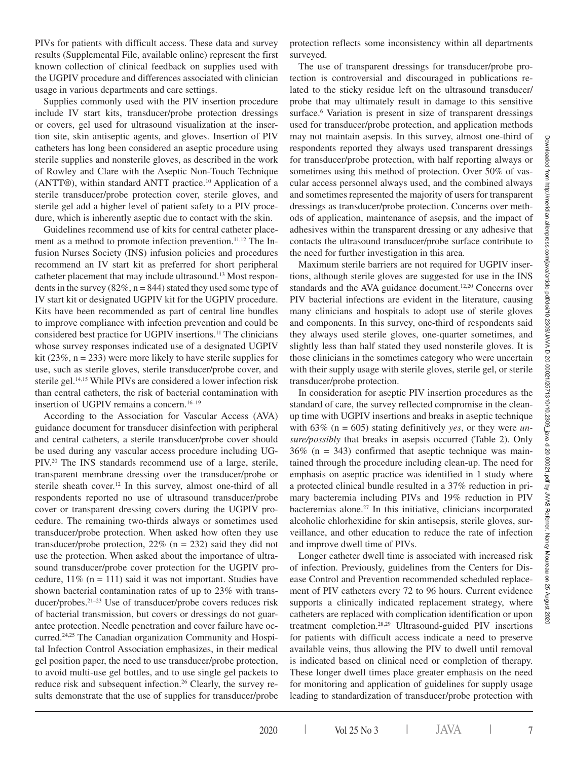PIVs for patients with difficult access. These data and survey results (Supplemental File, available online) represent the first known collection of clinical feedback on supplies used with the UGPIV procedure and differences associated with clinician usage in various departments and care settings.

Supplies commonly used with the PIV insertion procedure include IV start kits, transducer/probe protection dressings or covers, gel used for ultrasound visualization at the insertion site, skin antiseptic agents, and gloves. Insertion of PIV catheters has long been considered an aseptic procedure using sterile supplies and nonsterile gloves, as described in the work of Rowley and Clare with the Aseptic Non-Touch Technique (ANTT®), within standard ANTT practice.[10] Application of a sterile transducer/probe protection cover, sterile gloves, and sterile gel add a higher level of patient safety to a PIV procedure, which is inherently aseptic due to contact with the skin.

Guidelines recommend use of kits for central catheter placement as a method to promote infection prevention.[11,12] The Infusion Nurses Society (INS) infusion policies and procedures recommend an IV start kit as preferred for short peripheral catheter placement that may include ultrasound.[13] Most respondents in the survey (82%, n = 844) stated they used some type of IV start kit or designated UGPIV kit for the UGPIV procedure. Kits have been recommended as part of central line bundles to improve compliance with infection prevention and could be considered best practice for UGPIV insertions.[11] The clinicians whose survey responses indicated use of a designated UGPIV kit (23%, n = 233) were more likely to have sterile supplies for use, such as sterile gloves, sterile transducer/probe cover, and sterile gel.[14,15] While PIVs are considered a lower infection risk than central catheters, the risk of bacterial contamination with insertion of UGPIV remains a concern.[16–19]

According to the Association for Vascular Access (AVA) guidance document for transducer disinfection with peripheral and central catheters, a sterile transducer/probe cover should be used during any vascular access procedure including UGPIV.[20] The INS standards recommend use of a large, sterile, transparent membrane dressing over the transducer/probe or sterile sheath cover.[12] In this survey, almost one-third of all respondents reported no use of ultrasound transducer/probe cover or transparent dressing covers during the UGPIV procedure. The remaining two-thirds always or sometimes used transducer/probe protection. When asked how often they use transducer/probe protection, 22% (n = 232) said they did not use the protection. When asked about the importance of ultrasound transducer/probe cover protection for the UGPIV procedure, 11% (n = 111) said it was not important. Studies have shown bacterial contamination rates of up to 23% with transducer/probes.[21–23] Use of transducer/probe covers reduces risk of bacterial transmission, but covers or dressings do not guarantee protection. Needle penetration and cover failure have occurred.[24,25] The Canadian organization Community and Hospital Infection Control Association emphasizes, in their medical gel position paper, the need to use transducer/probe protection, to avoid multi-use gel bottles, and to use single gel packets to reduce risk and subsequent infection.[26] Clearly, the survey results demonstrate that the use of supplies for transducer/probe protection reflects some inconsistency within all departments surveyed.

The use of transparent dressings for transducer/probe protection is controversial and discouraged in publications related to the sticky residue left on the ultrasound transducer/probe that may ultimately result in damage to this sensitive surface.[6] Variation is present in size of transparent dressings used for transducer/probe protection, and application methods may not maintain asepsis. In this survey, almost one-third of respondents reported they always used transparent dressings for transducer/probe protection, with half reporting always or sometimes using this method of protection. Over 50% of vascular access personnel always used, and the combined always and sometimes represented the majority of users for transparent dressings as transducer/probe protection. Concerns over methods of application, maintenance of asepsis, and the impact of adhesives within the transparent dressing or any adhesive that contacts the ultrasound transducer/probe surface contribute to the need for further investigation in this area.

Maximum sterile barriers are not required for UGPIV insertions, although sterile gloves are suggested for use in the INS standards and the AVA guidance document.[12,20] Concerns over PIV bacterial infections are evident in the literature, causing many clinicians and hospitals to adopt use of sterile gloves and components. In this survey, one-third of respondents said they always used sterile gloves, one-quarter sometimes, and slightly less than half stated they used nonsterile gloves. It is those clinicians in the sometimes category who were uncertain with their supply usage with sterile gloves, sterile gel, or sterile transducer/probe protection.

In consideration for aseptic PIV insertion procedures as the standard of care, the survey reflected compromise in the clean-up time with UGPIV insertions and breaks in aseptic technique with 63% (n = 605) stating definitively *yes*, or they were *unsure/possibly* that breaks in asepsis occurred (Table 2). Only 36% (n = 343) confirmed that aseptic technique was maintained through the procedure including clean-up. The need for emphasis on aseptic practice was identified in 1 study where a protected clinical bundle resulted in a 37% reduction in primary bacteremia including PIVs and 19% reduction in PIV bacteremias alone.[27] In this initiative, clinicians incorporated alcoholic chlorhexidine for skin antisepsis, sterile gloves, surveillance, and other education to reduce the rate of infection and improve dwell time of PIVs.

Longer catheter dwell time is associated with increased risk of infection. Previously, guidelines from the Centers for Disease Control and Prevention recommended scheduled replacement of PIV catheters every 72 to 96 hours. Current evidence supports a clinically indicated replacement strategy, where catheters are replaced with complication identification or upon treatment completion.[28,29] Ultrasound-guided PIV insertions for patients with difficult access indicate a need to preserve available veins, thus allowing the PIV to dwell until removal is indicated based on clinical need or completion of therapy. These longer dwell times place greater emphasis on the need for monitoring and application of guidelines for supply usage leading to standardization of transducer/probe protection with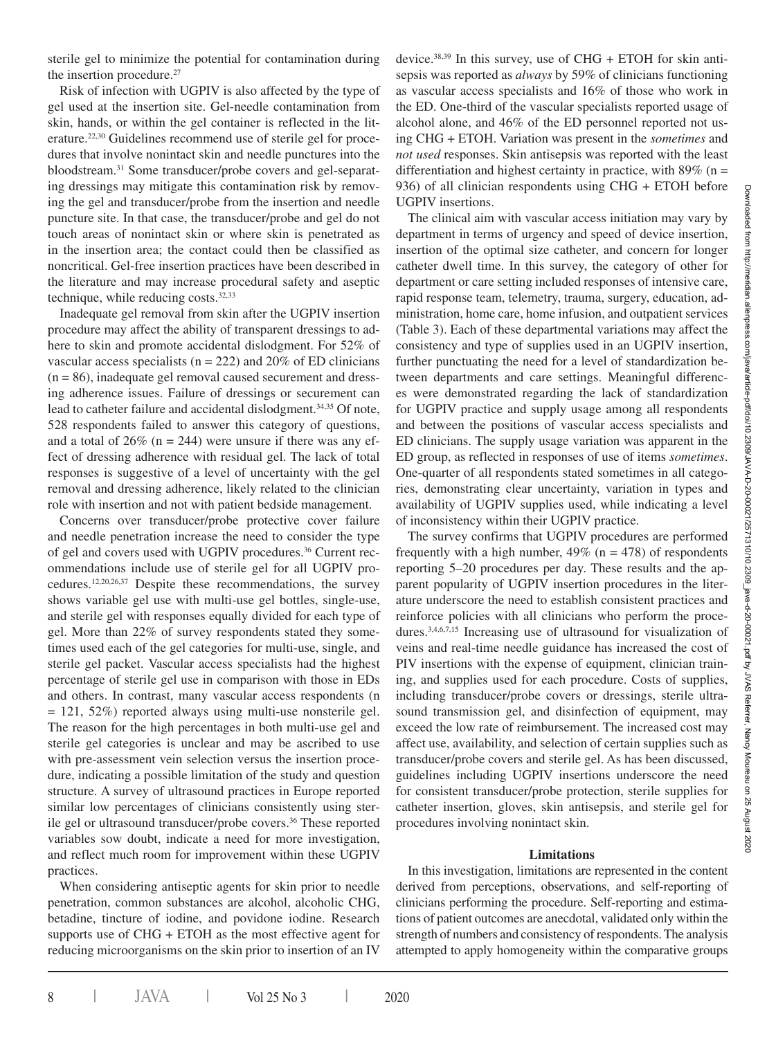sterile gel to minimize the potential for contamination during the insertion procedure.[27]

Risk of infection with UGPIV is also affected by the type of gel used at the insertion site. Gel-needle contamination from skin, hands, or within the gel container is reflected in the literature.[22,30] Guidelines recommend use of sterile gel for procedures that involve nonintact skin and needle punctures into the bloodstream.[31] Some transducer/probe covers and gel-separating dressings may mitigate this contamination risk by removing the gel and transducer/probe from the insertion and needle puncture site. In that case, the transducer/probe and gel do not touch areas of nonintact skin or where skin is penetrated as in the insertion area; the contact could then be classified as noncritical. Gel-free insertion practices have been described in the literature and may increase procedural safety and aseptic technique, while reducing costs.[32,33]

Inadequate gel removal from skin after the UGPIV insertion procedure may affect the ability of transparent dressings to adhere to skin and promote accidental dislodgment. For 52% of vascular access specialists (n = 222) and 20% of ED clinicians (n = 86), inadequate gel removal caused securement and dressing adherence issues. Failure of dressings or securement can lead to catheter failure and accidental dislodgment.[34,35] Of note, 528 respondents failed to answer this category of questions, and a total of 26% (n = 244) were unsure if there was any effect of dressing adherence with residual gel. The lack of total responses is suggestive of a level of uncertainty with the gel removal and dressing adherence, likely related to the clinician role with insertion and not with patient bedside management.

Concerns over transducer/probe protective cover failure and needle penetration increase the need to consider the type of gel and covers used with UGPIV procedures.[36] Current recommendations include use of sterile gel for all UGPIV procedures.[12,20,26,37] Despite these recommendations, the survey shows variable gel use with multi-use gel bottles, single-use, and sterile gel with responses equally divided for each type of gel. More than 22% of survey respondents stated they sometimes used each of the gel categories for multi-use, single, and sterile gel packet. Vascular access specialists had the highest percentage of sterile gel use in comparison with those in EDs and others. In contrast, many vascular access respondents (n = 121, 52%) reported always using multi-use nonsterile gel. The reason for the high percentages in both multi-use gel and sterile gel categories is unclear and may be ascribed to use with pre-assessment vein selection versus the insertion procedure, indicating a possible limitation of the study and question structure. A survey of ultrasound practices in Europe reported similar low percentages of clinicians consistently using sterile gel or ultrasound transducer/probe covers.[36] These reported variables sow doubt, indicate a need for more investigation, and reflect much room for improvement within these UGPIV practices.

When considering antiseptic agents for skin prior to needle penetration, common substances are alcohol, alcoholic CHG, betadine, tincture of iodine, and povidone iodine. Research supports use of CHG + ETOH as the most effective agent for reducing microorganisms on the skin prior to insertion of an IV device.[38,39] In this survey, use of CHG + ETOH for skin antisepsis was reported as *always* by 59% of clinicians functioning as vascular access specialists and 16% of those who work in the ED. One-third of the vascular specialists reported usage of alcohol alone, and 46% of the ED personnel reported not using CHG + ETOH. Variation was present in the *sometimes* and *not used* responses. Skin antisepsis was reported with the least differentiation and highest certainty in practice, with 89% (n = 936) of all clinician respondents using CHG + ETOH before UGPIV insertions.

The clinical aim with vascular access initiation may vary by department in terms of urgency and speed of device insertion, insertion of the optimal size catheter, and concern for longer catheter dwell time. In this survey, the category of other for department or care setting included responses of intensive care, rapid response team, telemetry, trauma, surgery, education, administration, home care, home infusion, and outpatient services (Table 3). Each of these departmental variations may affect the consistency and type of supplies used in an UGPIV insertion, further punctuating the need for a level of standardization between departments and care settings. Meaningful differences were demonstrated regarding the lack of standardization for UGPIV practice and supply usage among all respondents and between the positions of vascular access specialists and ED clinicians. The supply usage variation was apparent in the ED group, as reflected in responses of use of items *sometimes*. One-quarter of all respondents stated sometimes in all categories, demonstrating clear uncertainty, variation in types and availability of UGPIV supplies used, while indicating a level of inconsistency within their UGPIV practice.

The survey confirms that UGPIV procedures are performed frequently with a high number, 49% (n = 478) of respondents reporting 5–20 procedures per day. These results and the apparent popularity of UGPIV insertion procedures in the literature underscore the need to establish consistent practices and reinforce policies with all clinicians who perform the procedures.[3,4,6,7,15] Increasing use of ultrasound for visualization of veins and real-time needle guidance has increased the cost of PIV insertions with the expense of equipment, clinician training, and supplies used for each procedure. Costs of supplies, including transducer/probe covers or dressings, sterile ultrasound transmission gel, and disinfection of equipment, may exceed the low rate of reimbursement. The increased cost may affect use, availability, and selection of certain supplies such as transducer/probe covers and sterile gel. As has been discussed, guidelines including UGPIV insertions underscore the need for consistent transducer/probe protection, sterile supplies for catheter insertion, gloves, skin antisepsis, and sterile gel for procedures involving nonintact skin.

## Limitations

In this investigation, limitations are represented in the content derived from perceptions, observations, and self-reporting of clinicians performing the procedure. Self-reporting and estimations of patient outcomes are anecdotal, validated only within the strength of numbers and consistency of respondents. The analysis attempted to apply homogeneity within the comparative groups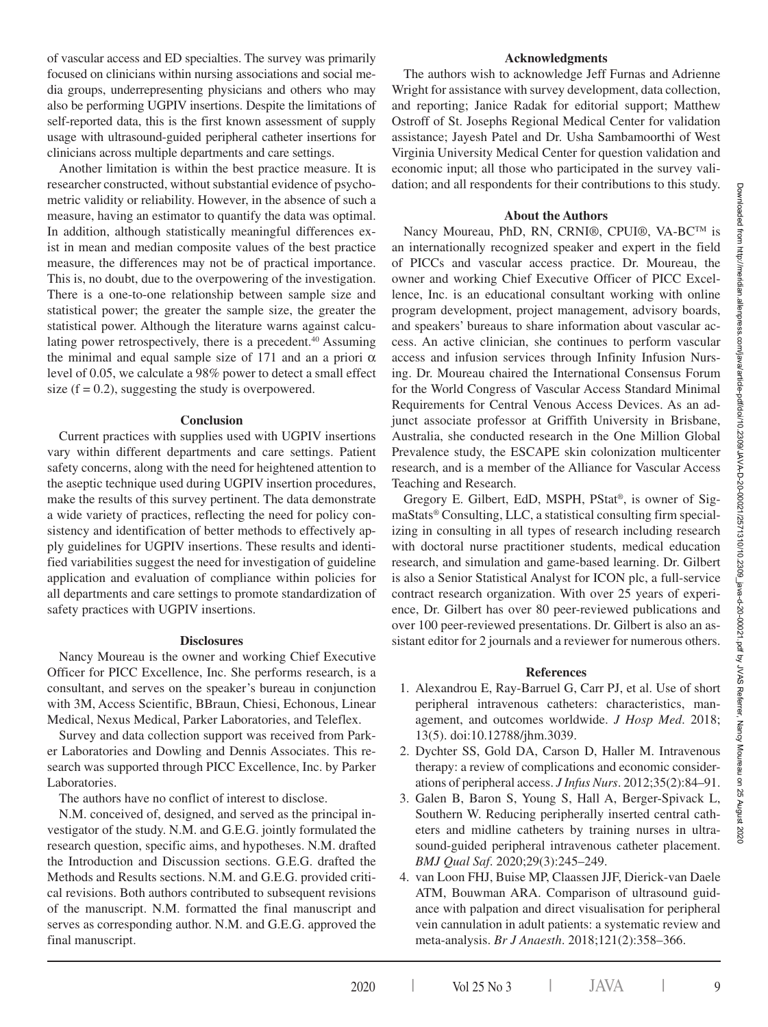of vascular access and ED specialties. The survey was primarily focused on clinicians within nursing associations and social media groups, underrepresenting physicians and others who may also be performing UGPIV insertions. Despite the limitations of self-reported data, this is the first known assessment of supply usage with ultrasound-guided peripheral catheter insertions for clinicians across multiple departments and care settings.

Another limitation is within the best practice measure. It is researcher constructed, without substantial evidence of psychometric validity or reliability. However, in the absence of such a measure, having an estimator to quantify the data was optimal. In addition, although statistically meaningful differences exist in mean and median composite values of the best practice measure, the differences may not be of practical importance. This is, no doubt, due to the overpowering of the investigation. There is a one-to-one relationship between sample size and statistical power; the greater the sample size, the greater the statistical power. Although the literature warns against calculating power retrospectively, there is a precedent.[40] Assuming the minimal and equal sample size of 171 and an a priori $\alpha$ level of 0.05, we calculate a 98% power to detect a small effect size ($f = 0.2$), suggesting the study is overpowered.

## Conclusion

Current practices with supplies used with UGPIV insertions vary within different departments and care settings. Patient safety concerns, along with the need for heightened attention to the aseptic technique used during UGPIV insertion procedures, make the results of this survey pertinent. The data demonstrate a wide variety of practices, reflecting the need for policy consistency and identification of better methods to effectively apply guidelines for UGPIV insertions. These results and identified variabilities suggest the need for investigation of guideline application and evaluation of compliance within policies for all departments and care settings to promote standardization of safety practices with UGPIV insertions.

## Disclosures

Nancy Moureau is the owner and working Chief Executive Officer for PICC Excellence, Inc. She performs research, is a consultant, and serves on the speaker's bureau in conjunction with 3M, Access Scientific, BBraun, Chiesi, Echonous, Linear Medical, Nexus Medical, Parker Laboratories, and Teleflex.

Survey and data collection support was received from Parker Laboratories and Dowling and Dennis Associates. This research was supported through PICC Excellence, Inc. by Parker Laboratories.

The authors have no conflict of interest to disclose.

N.M. conceived of, designed, and served as the principal investigator of the study. N.M. and G.E.G. jointly formulated the research question, specific aims, and hypotheses. N.M. drafted the Introduction and Discussion sections. G.E.G. drafted the Methods and Results sections. N.M. and G.E.G. provided critical revisions. Both authors contributed to subsequent revisions of the manuscript. N.M. formatted the final manuscript and serves as corresponding author. N.M. and G.E.G. approved the final manuscript.

## Acknowledgments

The authors wish to acknowledge Jeff Furnas and Adrienne Wright for assistance with survey development, data collection, and reporting; Janice Radak for editorial support; Matthew Ostroff of St. Josephs Regional Medical Center for validation assistance; Jayesh Patel and Dr. Usha Sambamoorthi of West Virginia University Medical Center for question validation and economic input; all those who participated in the survey validation; and all respondents for their contributions to this study.

## About the Authors

Nancy Moureau, PhD, RN, CRNI®, CPUI®, VA-BC™ is an internationally recognized speaker and expert in the field of PICCs and vascular access practice. Dr. Moureau, the owner and working Chief Executive Officer of PICC Excellence, Inc. is an educational consultant working with online program development, project management, advisory boards, and speakers' bureaus to share information about vascular access. An active clinician, she continues to perform vascular access and infusion services through Infinity Infusion Nursing. Dr. Moureau chaired the International Consensus Forum for the World Congress of Vascular Access Standard Minimal Requirements for Central Venous Access Devices. As an adjunct associate professor at Griffith University in Brisbane, Australia, she conducted research in the One Million Global Prevalence study, the ESCAPE skin colonization multicenter research, and is a member of the Alliance for Vascular Access Teaching and Research.

Gregory E. Gilbert, EdD, MSPH, PStat®, is owner of SigmaStats® Consulting, LLC, a statistical consulting firm specializing in consulting in all types of research including research with doctoral nurse practitioner students, medical education research, and simulation and game-based learning. Dr. Gilbert is also a Senior Statistical Analyst for ICON plc, a full-service contract research organization. With over 25 years of experience, Dr. Gilbert has over 80 peer-reviewed publications and over 100 peer-reviewed presentations. Dr. Gilbert is also an assistant editor for 2 journals and a reviewer for numerous others.

## References

1. Alexandrou E, Ray-Barruel G, Carr PJ, et al. Use of short peripheral intravenous catheters: characteristics, management, and outcomes worldwide. *J Hosp Med*. 2018; 13(5). doi:10.12788/jhm.3039.
2. Dychter SS, Gold DA, Carson D, Haller M. Intravenous therapy: a review of complications and economic considerations of peripheral access. *J Infus Nurs*. 2012;35(2):84–91.
3. Galen B, Baron S, Young S, Hall A, Berger-Spivack L, Southern W. Reducing peripherally inserted central catheters and midline catheters by training nurses in ultrasound-guided peripheral intravenous catheter placement. *BMJ Qual Saf*. 2020;29(3):245–249.
4. van Loon FHJ, Buise MP, Claassen JJF, Dierick-van Daele ATM, Bouwman ARA. Comparison of ultrasound guidance with palpation and direct visualisation for peripheral vein cannulation in adult patients: a systematic review and meta-analysis. *Br J Anaesth*. 2018;121(2):358–366.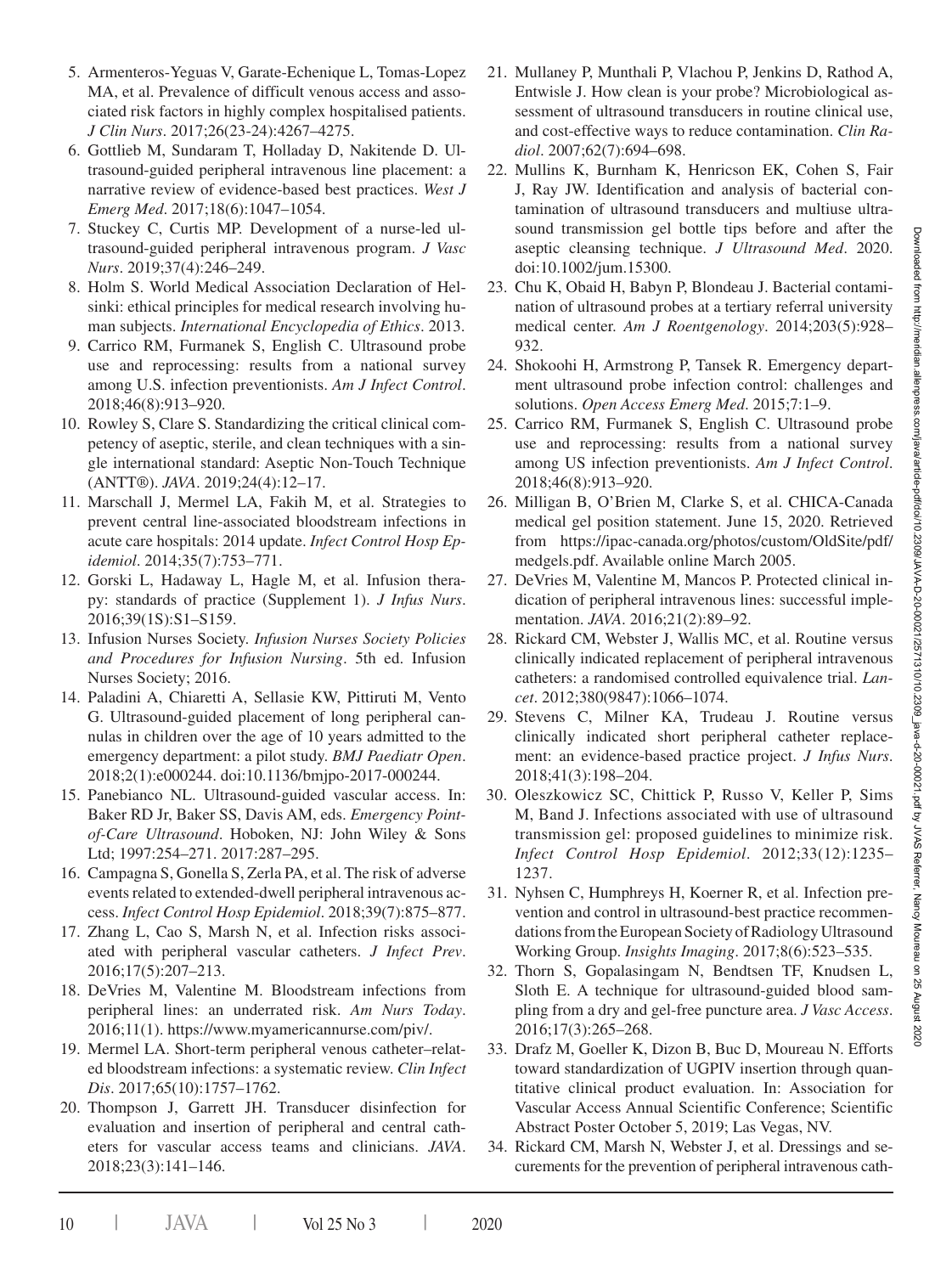5. Armenteros-Yeguas V, Garate-Echenique L, Tomas-Lopez MA, et al. Prevalence of difficult venous access and associated risk factors in highly complex hospitalised patients. *J Clin Nurs*. 2017;26(23-24):4267–4275.
6. Gottlieb M, Sundaram T, Holladay D, Nakitende D. Ultrasound-guided peripheral intravenous line placement: a narrative review of evidence-based best practices. *West J Emerg Med*. 2017;18(6):1047–1054.
7. Stuckey C, Curtis MP. Development of a nurse-led ultrasound-guided peripheral intravenous program. *J Vasc Nurs*. 2019;37(4):246–249.
8. Holm S. World Medical Association Declaration of Helsinki: ethical principles for medical research involving human subjects. *International Encyclopedia of Ethics*. 2013.
9. Carrico RM, Furmanek S, English C. Ultrasound probe use and reprocessing: results from a national survey among U.S. infection preventionists. *Am J Infect Control*. 2018;46(8):913–920.
10. Rowley S, Clare S. Standardizing the critical clinical competency of aseptic, sterile, and clean techniques with a single international standard: Aseptic Non-Touch Technique (ANTT®). *JAVA*. 2019;24(4):12–17.
11. Marschall J, Mermel LA, Fakih M, et al. Strategies to prevent central line-associated bloodstream infections in acute care hospitals: 2014 update. *Infect Control Hosp Epidemiol*. 2014;35(7):753–771.
12. Gorski L, Hadaway L, Hagle M, et al. Infusion therapy: standards of practice (Supplement 1). *J Infus Nurs*. 2016;39(1S):S1–S159.
13. Infusion Nurses Society. *Infusion Nurses Society Policies and Procedures for Infusion Nursing*. 5th ed. Infusion Nurses Society; 2016.
14. Paladini A, Chiaretti A, Sellasie KW, Pittiruti M, Vento G. Ultrasound-guided placement of long peripheral cannulas in children over the age of 10 years admitted to the emergency department: a pilot study. *BMJ Paediatr Open*. 2018;2(1):e000244. doi:10.1136/bmjpo-2017-000244.
15. Panebianco NL. Ultrasound-guided vascular access. In: Baker RD Jr, Baker SS, Davis AM, eds. *Emergency Point-of-Care Ultrasound*. Hoboken, NJ: John Wiley & Sons Ltd; 1997:254–271. 2017:287–295.
16. Campagna S, Gonella S, Zerla PA, et al. The risk of adverse events related to extended-dwell peripheral intravenous access. *Infect Control Hosp Epidemiol*. 2018;39(7):875–877.
17. Zhang L, Cao S, Marsh N, et al. Infection risks associated with peripheral vascular catheters. *J Infect Prev*. 2016;17(5):207–213.
18. DeVries M, Valentine M. Bloodstream infections from peripheral lines: an underrated risk. *Am Nurs Today*. 2016;11(1). https://www.myamericannurse.com/piv/.
19. Mermel LA. Short-term peripheral venous catheter–related bloodstream infections: a systematic review. *Clin Infect Dis*. 2017;65(10):1757–1762.
20. Thompson J, Garrett JH. Transducer disinfection for evaluation and insertion of peripheral and central catheters for vascular access teams and clinicians. *JAVA*. 2018;23(3):141–146.
21. Mullaney P, Munthali P, Vlachou P, Jenkins D, Rathod A, Entwisle J. How clean is your probe? Microbiological assessment of ultrasound transducers in routine clinical use, and cost-effective ways to reduce contamination. *Clin Radiol*. 2007;62(7):694–698.
22. Mullins K, Burnham K, Henricson EK, Cohen S, Fair J, Ray JW. Identification and analysis of bacterial contamination of ultrasound transducers and multiuse ultrasound transmission gel bottle tips before and after the aseptic cleansing technique. *J Ultrasound Med*. 2020. doi:10.1002/jum.15300.
23. Chu K, Obaid H, Babyn P, Blondeau J. Bacterial contamination of ultrasound probes at a tertiary referral university medical center. *Am J Roentgenology*. 2014;203(5):928–932.
24. Shokoohi H, Armstrong P, Tansek R. Emergency department ultrasound probe infection control: challenges and solutions. *Open Access Emerg Med*. 2015;7:1–9.
25. Carrico RM, Furmanek S, English C. Ultrasound probe use and reprocessing: results from a national survey among US infection preventionists. *Am J Infect Control*. 2018;46(8):913–920.
26. Milligan B, O'Brien M, Clarke S, et al. CHICA-Canada medical gel position statement. June 15, 2020. Retrieved from https://ipac-canada.org/photos/custom/OldSite/pdf/medgels.pdf. Available online March 2005.
27. DeVries M, Valentine M, Mancos P. Protected clinical indication of peripheral intravenous lines: successful implementation. *JAVA*. 2016;21(2):89–92.
28. Rickard CM, Webster J, Wallis MC, et al. Routine versus clinically indicated replacement of peripheral intravenous catheters: a randomised controlled equivalence trial. *Lancet*. 2012;380(9847):1066–1074.
29. Stevens C, Milner KA, Trudeau J. Routine versus clinically indicated short peripheral catheter replacement: an evidence-based practice project. *J Infus Nurs*. 2018;41(3):198–204.
30. Oleszkowicz SC, Chittick P, Russo V, Keller P, Sims M, Band J. Infections associated with use of ultrasound transmission gel: proposed guidelines to minimize risk. *Infect Control Hosp Epidemiol*. 2012;33(12):1235–1237.
31. Nyhsen C, Humphreys H, Koerner R, et al. Infection prevention and control in ultrasound-best practice recommendations from the European Society of Radiology Ultrasound Working Group. *Insights Imaging*. 2017;8(6):523–535.
32. Thorn S, Gopalasingam N, Bendtsen TF, Knudsen L, Sloth E. A technique for ultrasound-guided blood sampling from a dry and gel-free puncture area. *J Vasc Access*. 2016;17(3):265–268.
33. Drafz M, Goeller K, Dizon B, Buc D, Moureau N. Efforts toward standardization of UGPIV insertion through quantitative clinical product evaluation. In: Association for Vascular Access Annual Scientific Conference; Scientific Abstract Poster October 5, 2019; Las Vegas, NV.
34. Rickard CM, Marsh N, Webster J, et al. Dressings and securements for the prevention of peripheral intravenous cath-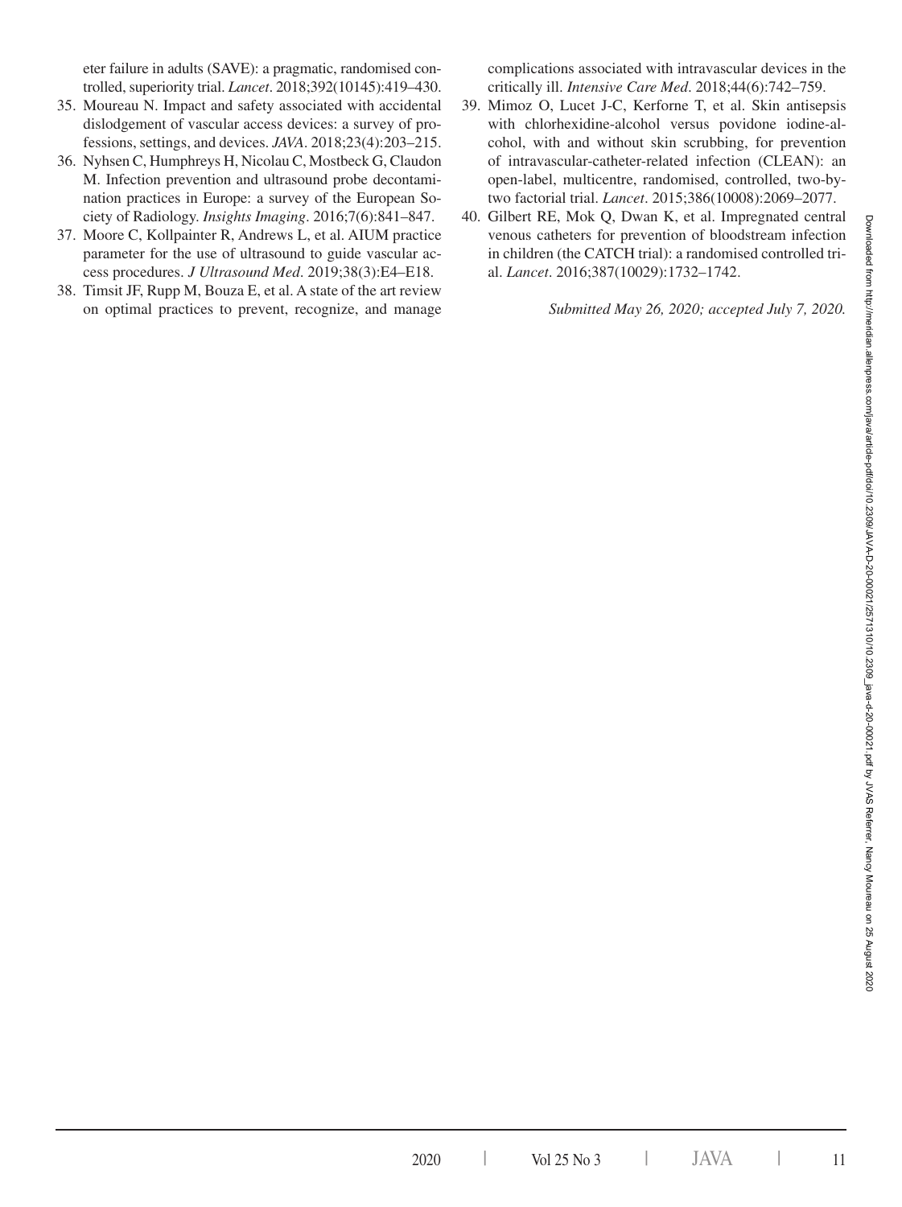eter failure in adults (SAVE): a pragmatic, randomised controlled, superiority trial. *Lancet*. 2018;392(10145):419–430.

35. Moureau N. Impact and safety associated with accidental dislodgement of vascular access devices: a survey of professions, settings, and devices. *JAVA*. 2018;23(4):203–215.
36. Nyhsen C, Humphreys H, Nicolau C, Mostbeck G, Claudon M. Infection prevention and ultrasound probe decontamination practices in Europe: a survey of the European Society of Radiology. *Insights Imaging*. 2016;7(6):841–847.
37. Moore C, Kollpainter R, Andrews L, et al. AIUM practice parameter for the use of ultrasound to guide vascular access procedures. *J Ultrasound Med*. 2019;38(3):E4–E18.
38. Timsit JF, Rupp M, Bouza E, et al. A state of the art review on optimal practices to prevent, recognize, and manage complications associated with intravascular devices in the critically ill. *Intensive Care Med*. 2018;44(6):742–759.
39. Mimoz O, Lucet J-C, Kerforne T, et al. Skin antisepsis with chlorhexidine-alcohol versus povidone iodine-alcohol, with and without skin scrubbing, for prevention of intravascular-catheter-related infection (CLEAN): an open-label, multicentre, randomised, controlled, two-by-two factorial trial. *Lancet*. 2015;386(10008):2069–2077.
40. Gilbert RE, Mok Q, Dwan K, et al. Impregnated central venous catheters for prevention of bloodstream infection in children (the CATCH trial): a randomised controlled trial. *Lancet*. 2016;387(10029):1732–1742.

*Submitted May 26, 2020; accepted July 7, 2020.*